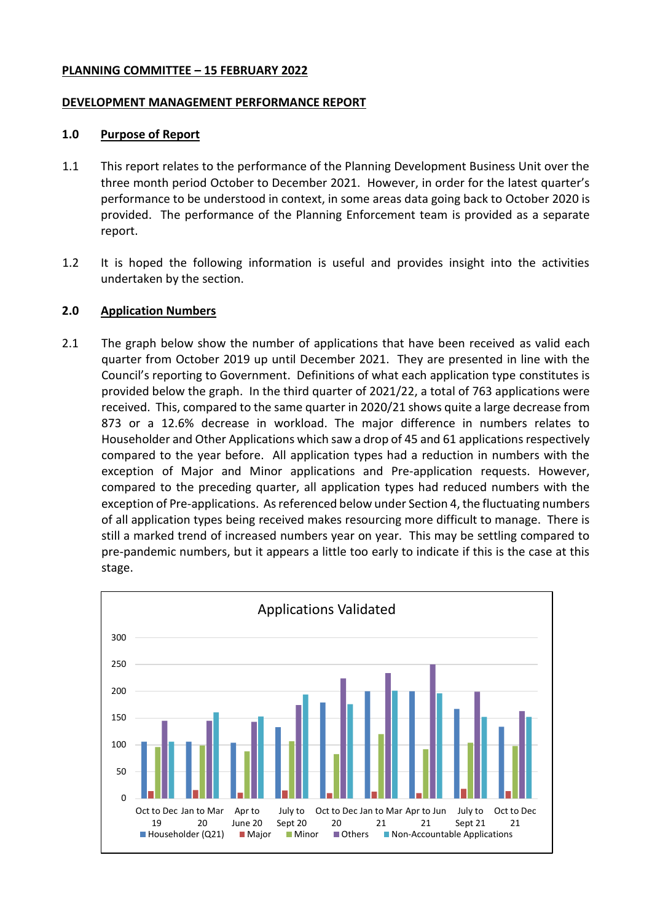**PLANNING COMMITTEE – 15 FEBRUARY 2022**

**DEVELOPMENT MANAGEMENT PERFORMANCE REPORT**

## 1.0 Purpose of Report

1.1 This report relates to the performance of the Planning Development Business Unit over the three month period October to December 2021. However, in order for the latest quarter's performance to be understood in context, in some areas data going back to October 2020 is provided. The performance of the Planning Enforcement team is provided as a separate report.

1.2 It is hoped the following information is useful and provides insight into the activities undertaken by the section.

## 2.0 Application Numbers

2.1 The graph below show the number of applications that have been received as valid each quarter from October 2019 up until December 2021. They are presented in line with the Council's reporting to Government. Definitions of what each application type constitutes is provided below the graph. In the third quarter of 2021/22, a total of 763 applications were received. This, compared to the same quarter in 2020/21 shows quite a large decrease from 873 or a 12.6% decrease in workload. The major difference in numbers relates to Householder and Other Applications which saw a drop of 45 and 61 applications respectively compared to the year before. All application types had a reduction in numbers with the exception of Major and Minor applications and Pre-application requests. However, compared to the preceding quarter, all application types had reduced numbers with the exception of Pre-applications. As referenced below under Section 4, the fluctuating numbers of all application types being received makes resourcing more difficult to manage. There is still a marked trend of increased numbers year on year. This may be settling compared to pre-pandemic numbers, but it appears a little too early to indicate if this is the case at this stage.

Applications Validated

| Quarter | Householder (Q21) | Major | Minor | Others | Non-Accountable Applications |
|---|---|---|---|---|---|
| Oct to Dec 19 | 106 | 14 | 96 | 145 | 106 |
| Jan to Mar 20 | 106 | 16 | 99 | 145 | 160 |
| Apr to June 20 | 104 | 11 | 88 | 143 | 153 |
| July to Sept 20 | 133 | 15 | 107 | 174 | 194 |
| Oct to Dec 20 | 179 | 10 | 82 | 224 | 176 |
| Jan to Mar 21 | 200 | 13 | 120 | 234 | 201 |
| Apr to Jun 21 | 200 | 10 | 92 | 250 | 196 |
| July to Sept 21 | 167 | 18 | 104 | 199 | 152 |
| Oct to Dec 21 | 134 | 14 | 98 | 163 | 152 |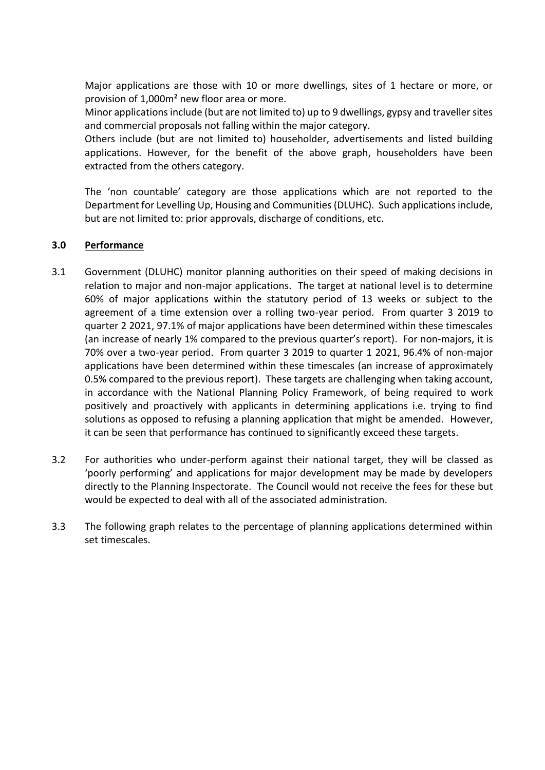Major applications are those with 10 or more dwellings, sites of 1 hectare or more, or provision of 1,000m² new floor area or more.

Minor applications include (but are not limited to) up to 9 dwellings, gypsy and traveller sites and commercial proposals not falling within the major category.

Others include (but are not limited to) householder, advertisements and listed building applications. However, for the benefit of the above graph, householders have been extracted from the others category.

The 'non countable' category are those applications which are not reported to the Department for Levelling Up, Housing and Communities (DLUHC). Such applications include, but are not limited to: prior approvals, discharge of conditions, etc.

## 3.0 Performance

3.1 Government (DLUHC) monitor planning authorities on their speed of making decisions in relation to major and non-major applications. The target at national level is to determine 60% of major applications within the statutory period of 13 weeks or subject to the agreement of a time extension over a rolling two-year period. From quarter 3 2019 to quarter 2 2021, 97.1% of major applications have been determined within these timescales (an increase of nearly 1% compared to the previous quarter's report). For non-majors, it is 70% over a two-year period. From quarter 3 2019 to quarter 1 2021, 96.4% of non-major applications have been determined within these timescales (an increase of approximately 0.5% compared to the previous report). These targets are challenging when taking account, in accordance with the National Planning Policy Framework, of being required to work positively and proactively with applicants in determining applications i.e. trying to find solutions as opposed to refusing a planning application that might be amended. However, it can be seen that performance has continued to significantly exceed these targets.

3.2 For authorities who under-perform against their national target, they will be classed as 'poorly performing' and applications for major development may be made by developers directly to the Planning Inspectorate. The Council would not receive the fees for these but would be expected to deal with all of the associated administration.

3.3 The following graph relates to the percentage of planning applications determined within set timescales.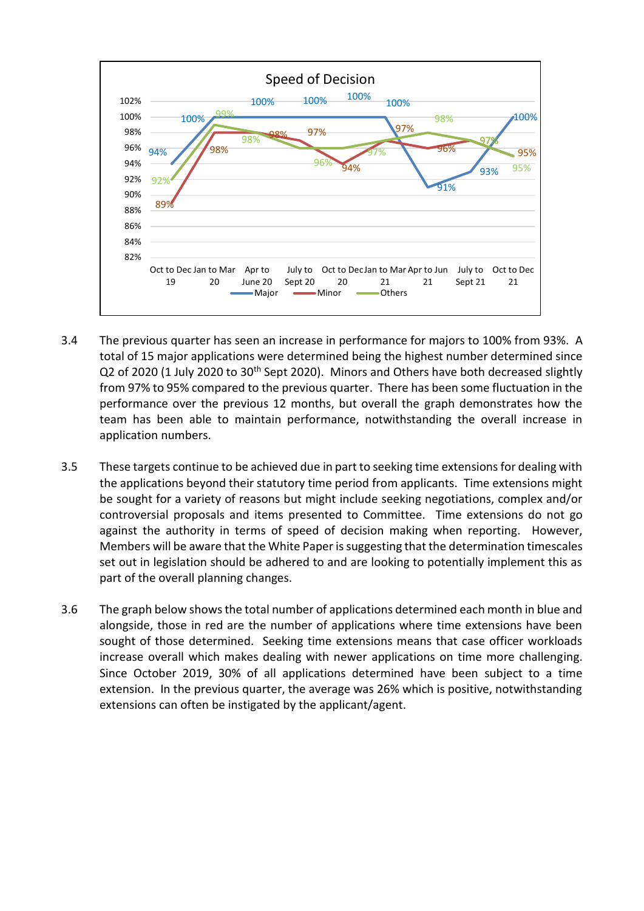**Speed of Decision**

| Period | Major | Minor | Others |
|---|---|---|---|
| Oct to Dec 19 | 94% | 89% | 92% |
| Jan to Mar 20 | 100% | 98% | 99% |
| Apr to June 20 | 100% | 98% | 98% |
| July to Sept 20 | 100% | 97% | 96% |
| Oct to Dec 20 | 100% | 94% | 96% |
| Jan to Mar 21 | 100% | 97% | 97% |
| Apr to Jun 21 | 91% | 96% | 98% |
| July to Sept 21 | 93% | 97% | 97% |
| Oct to Dec 21 | 100% | 95% | 95% |

3.4 The previous quarter has seen an increase in performance for majors to 100% from 93%. A total of 15 major applications were determined being the highest number determined since Q2 of 2020 (1 July 2020 to 30th Sept 2020). Minors and Others have both decreased slightly from 97% to 95% compared to the previous quarter. There has been some fluctuation in the performance over the previous 12 months, but overall the graph demonstrates how the team has been able to maintain performance, notwithstanding the overall increase in application numbers.

3.5 These targets continue to be achieved due in part to seeking time extensions for dealing with the applications beyond their statutory time period from applicants. Time extensions might be sought for a variety of reasons but might include seeking negotiations, complex and/or controversial proposals and items presented to Committee. Time extensions do not go against the authority in terms of speed of decision making when reporting. However, Members will be aware that the White Paper is suggesting that the determination timescales set out in legislation should be adhered to and are looking to potentially implement this as part of the overall planning changes.

3.6 The graph below shows the total number of applications determined each month in blue and alongside, those in red are the number of applications where time extensions have been sought of those determined. Seeking time extensions means that case officer workloads increase overall which makes dealing with newer applications on time more challenging. Since October 2019, 30% of all applications determined have been subject to a time extension. In the previous quarter, the average was 26% which is positive, notwithstanding extensions can often be instigated by the applicant/agent.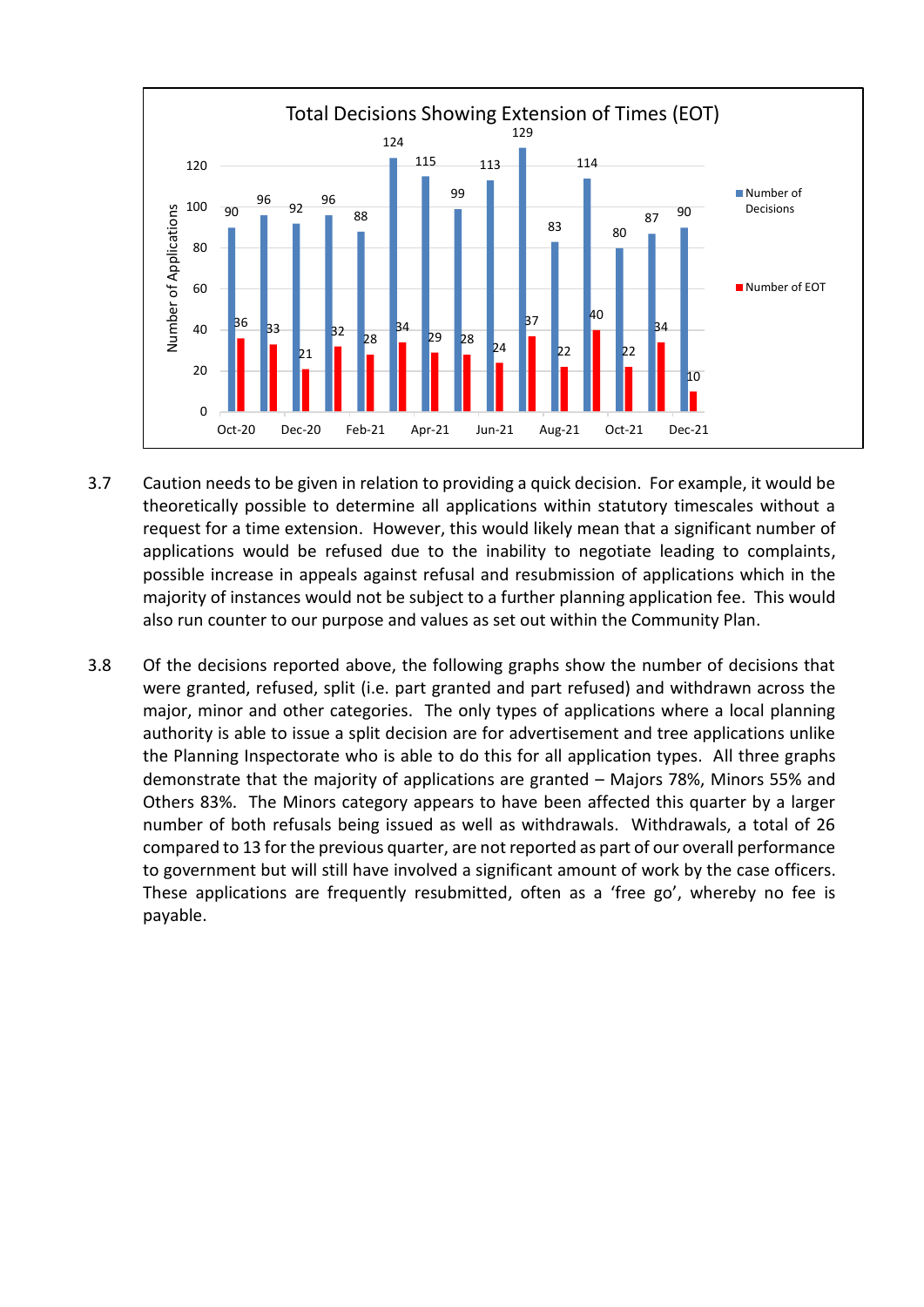**Total Decisions Showing Extension of Times (EOT)**

| Month | Number of Decisions | Number of EOT |
|---|---|---|
| Oct-20 | 90 | 36 |
| Nov-20 | 96 | 33 |
| Dec-20 | 92 | 21 |
| Jan-21 | 96 | 32 |
| Feb-21 | 88 | 28 |
| Mar-21 | 124 | 34 |
| Apr-21 | 115 | 29 |
| May-21 | 99 | 28 |
| Jun-21 | 113 | 24 |
| Jul-21 | 129 | 37 |
| Aug-21 | 83 | 22 |
| Sep-21 | 114 | 40 |
| Oct-21 | 80 | 22 |
| Nov-21 | 87 | 34 |
| Dec-21 | 90 | 10 |

3.7 Caution needs to be given in relation to providing a quick decision. For example, it would be theoretically possible to determine all applications within statutory timescales without a request for a time extension. However, this would likely mean that a significant number of applications would be refused due to the inability to negotiate leading to complaints, possible increase in appeals against refusal and resubmission of applications which in the majority of instances would not be subject to a further planning application fee. This would also run counter to our purpose and values as set out within the Community Plan.

3.8 Of the decisions reported above, the following graphs show the number of decisions that were granted, refused, split (i.e. part granted and part refused) and withdrawn across the major, minor and other categories. The only types of applications where a local planning authority is able to issue a split decision are for advertisement and tree applications unlike the Planning Inspectorate who is able to do this for all application types. All three graphs demonstrate that the majority of applications are granted – Majors 78%, Minors 55% and Others 83%. The Minors category appears to have been affected this quarter by a larger number of both refusals being issued as well as withdrawals. Withdrawals, a total of 26 compared to 13 for the previous quarter, are not reported as part of our overall performance to government but will still have involved a significant amount of work by the case officers. These applications are frequently resubmitted, often as a 'free go', whereby no fee is payable.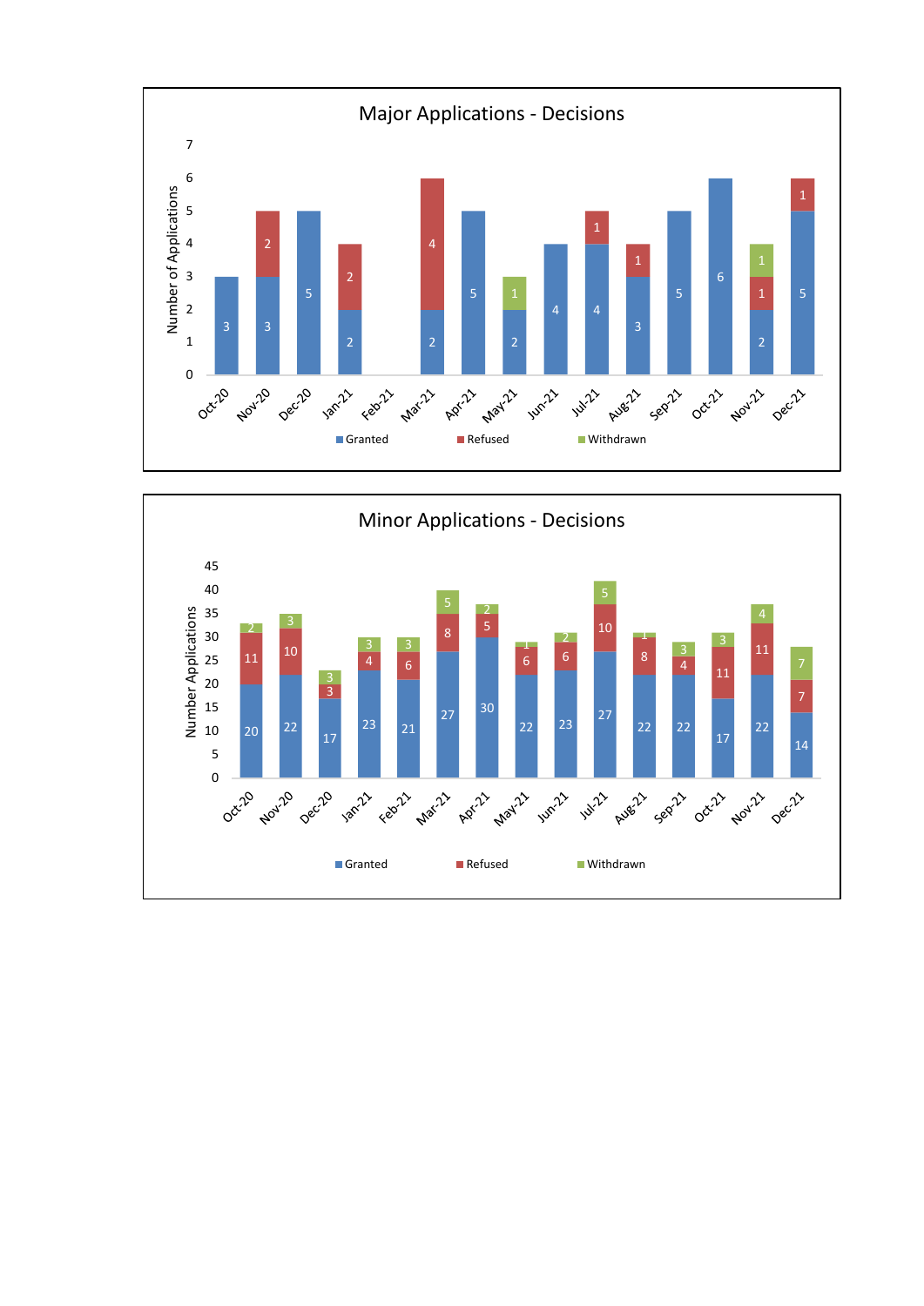## Major Applications - Decisions

| Month | Granted | Refused | Withdrawn |
|---|---|---|---|
| Oct-20 | 3 | | |
| Nov-20 | 3 | 2 | |
| Dec-20 | 5 | | |
| Jan-21 | 2 | 2 | |
| Feb-21 | | | |
| Mar-21 | 2 | 4 | |
| Apr-21 | 5 | | |
| May-21 | 2 | | 1 |
| Jun-21 | 4 | | |
| Jul-21 | 4 | 1 | |
| Aug-21 | 3 | 1 | |
| Sep-21 | 5 | | |
| Oct-21 | 6 | | |
| Nov-21 | 2 | 1 | 1 |
| Dec-21 | 5 | 1 | |

## Minor Applications - Decisions

| Month | Granted | Refused | Withdrawn |
|---|---|---|---|
| Oct-20 | 20 | 11 | 2 |
| Nov-20 | 22 | 10 | 3 |
| Dec-20 | 17 | 3 | 3 |
| Jan-21 | 23 | 4 | 3 |
| Feb-21 | 21 | 6 | 3 |
| Mar-21 | 27 | 8 | 5 |
| Apr-21 | 30 | 5 | 2 |
| May-21 | 22 | 6 | 1 |
| Jun-21 | 23 | 6 | 2 |
| Jul-21 | 27 | 10 | 5 |
| Aug-21 | 22 | 8 | 1 |
| Sep-21 | 22 | 4 | 3 |
| Oct-21 | 17 | 11 | 3 |
| Nov-21 | 22 | 11 | 4 |
| Dec-21 | 14 | 7 | 7 |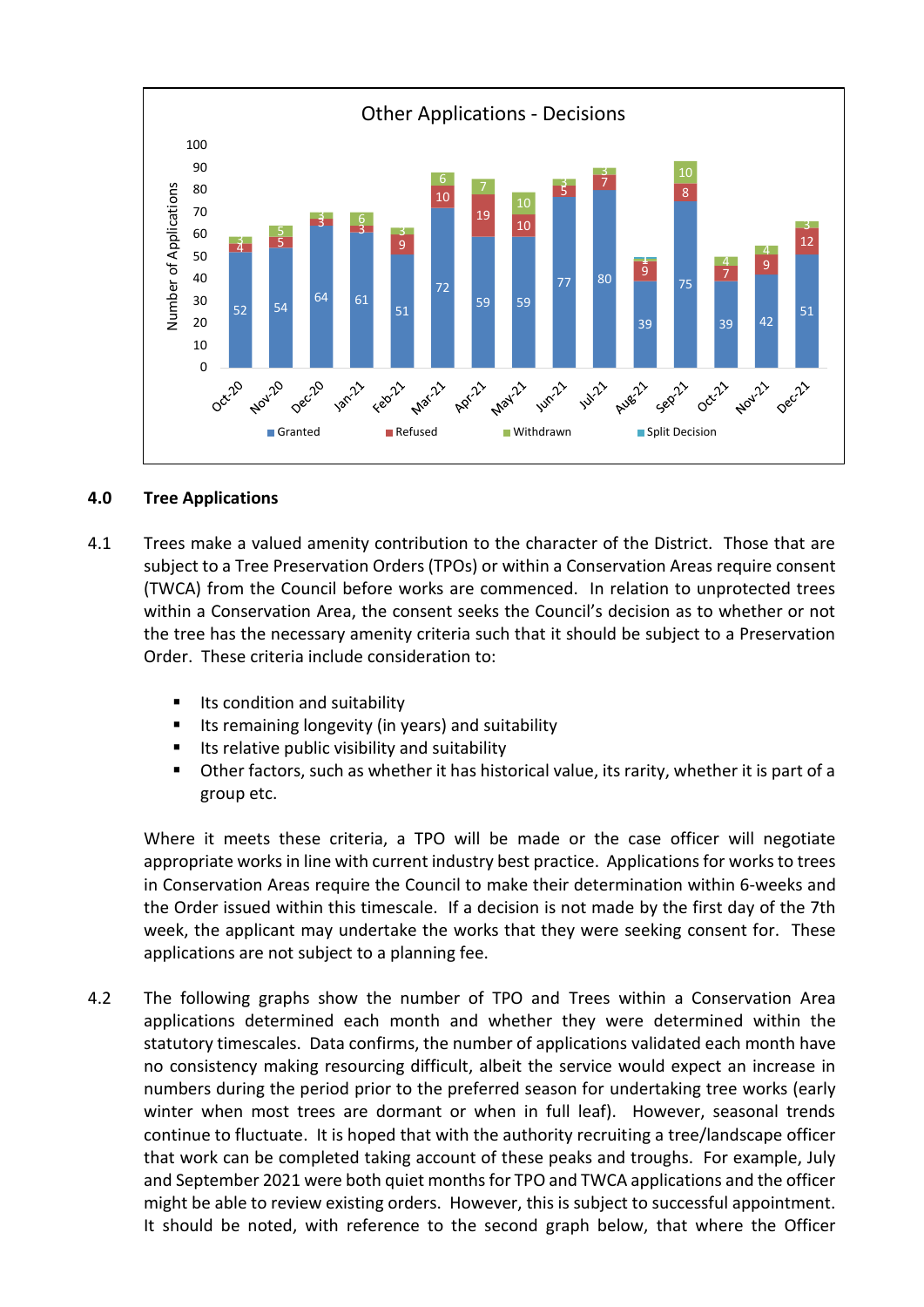**Other Applications - Decisions**

| Month | Granted | Refused | Withdrawn | Split Decision |
|---|---|---|---|---|
| Oct-20 | 52 | 4 | 3 | |
| Nov-20 | 54 | 5 | 5 | |
| Dec-20 | 64 | 3 | 3 | |
| Jan-21 | 61 | 3 | 6 | |
| Feb-21 | 51 | 9 | 3 | |
| Mar-21 | 72 | 10 | 6 | |
| Apr-21 | 59 | 19 | 7 | |
| May-21 | 59 | 10 | 10 | |
| Jun-21 | 77 | 5 | 3 | |
| Jul-21 | 80 | 7 | 3 | |
| Aug-21 | 39 | 9 | 1 | 1 |
| Sep-21 | 75 | 8 | 10 | |
| Oct-21 | 39 | 7 | 4 | |
| Nov-21 | 42 | 9 | 4 | |
| Dec-21 | 51 | 12 | 3 | |

## 4.0 Tree Applications

4.1 Trees make a valued amenity contribution to the character of the District. Those that are subject to a Tree Preservation Orders (TPOs) or within a Conservation Areas require consent (TWCA) from the Council before works are commenced. In relation to unprotected trees within a Conservation Area, the consent seeks the Council's decision as to whether or not the tree has the necessary amenity criteria such that it should be subject to a Preservation Order. These criteria include consideration to:

- Its condition and suitability
- Its remaining longevity (in years) and suitability
- Its relative public visibility and suitability
- Other factors, such as whether it has historical value, its rarity, whether it is part of a group etc.

Where it meets these criteria, a TPO will be made or the case officer will negotiate appropriate works in line with current industry best practice. Applications for works to trees in Conservation Areas require the Council to make their determination within 6-weeks and the Order issued within this timescale. If a decision is not made by the first day of the 7th week, the applicant may undertake the works that they were seeking consent for. These applications are not subject to a planning fee.

4.2 The following graphs show the number of TPO and Trees within a Conservation Area applications determined each month and whether they were determined within the statutory timescales. Data confirms, the number of applications validated each month have no consistency making resourcing difficult, albeit the service would expect an increase in numbers during the period prior to the preferred season for undertaking tree works (early winter when most trees are dormant or when in full leaf). However, seasonal trends continue to fluctuate. It is hoped that with the authority recruiting a tree/landscape officer that work can be completed taking account of these peaks and troughs. For example, July and September 2021 were both quiet months for TPO and TWCA applications and the officer might be able to review existing orders. However, this is subject to successful appointment. It should be noted, with reference to the second graph below, that where the Officer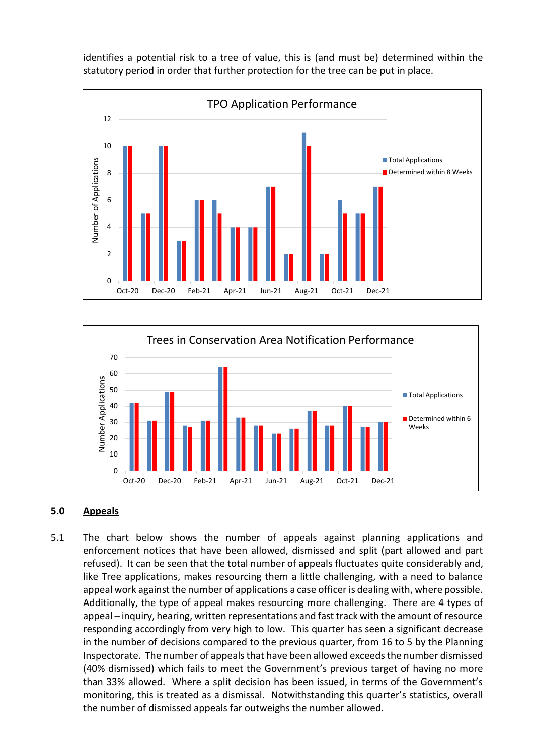identifies a potential risk to a tree of value, this is (and must be) determined within the statutory period in order that further protection for the tree can be put in place.

TPO Application Performance

| Month | Total Applications | Determined within 8 Weeks |
|---|---|---|
| Oct-20 | 10 | 10 |
| Nov-20 | 5 | 5 |
| Dec-20 | 10 | 10 |
| Jan-21 | 3 | 3 |
| Feb-21 | 6 | 6 |
| Mar-21 | 6 | 5 |
| Apr-21 | 4 | 4 |
| May-21 | 4 | 4 |
| Jun-21 | 7 | 7 |
| Jul-21 | 2 | 2 |
| Aug-21 | 11 | 10 |
| Sep-21 | 2 | 2 |
| Oct-21 | 6 | 5 |
| Nov-21 | 5 | 5 |
| Dec-21 | 7 | 7 |

Trees in Conservation Area Notification Performance

| Month | Total Applications | Determined within 6 Weeks |
|---|---|---|
| Oct-20 | 42 | 42 |
| Nov-20 | 31 | 31 |
| Dec-20 | 49 | 49 |
| Jan-21 | 28 | 27 |
| Feb-21 | 31 | 31 |
| Mar-21 | 64 | 64 |
| Apr-21 | 33 | 33 |
| May-21 | 28 | 28 |
| Jun-21 | 23 | 23 |
| Jul-21 | 26 | 26 |
| Aug-21 | 37 | 37 |
| Sep-21 | 28 | 28 |
| Oct-21 | 40 | 40 |
| Nov-21 | 27 | 27 |
| Dec-21 | 30 | 30 |

## 5.0 Appeals

5.1 The chart below shows the number of appeals against planning applications and enforcement notices that have been allowed, dismissed and split (part allowed and part refused). It can be seen that the total number of appeals fluctuates quite considerably and, like Tree applications, makes resourcing them a little challenging, with a need to balance appeal work against the number of applications a case officer is dealing with, where possible. Additionally, the type of appeal makes resourcing more challenging. There are 4 types of appeal – inquiry, hearing, written representations and fast track with the amount of resource responding accordingly from very high to low. This quarter has seen a significant decrease in the number of decisions compared to the previous quarter, from 16 to 5 by the Planning Inspectorate. The number of appeals that have been allowed exceeds the number dismissed (40% dismissed) which fails to meet the Government's previous target of having no more than 33% allowed. Where a split decision has been issued, in terms of the Government's monitoring, this is treated as a dismissal. Notwithstanding this quarter's statistics, overall the number of dismissed appeals far outweighs the number allowed.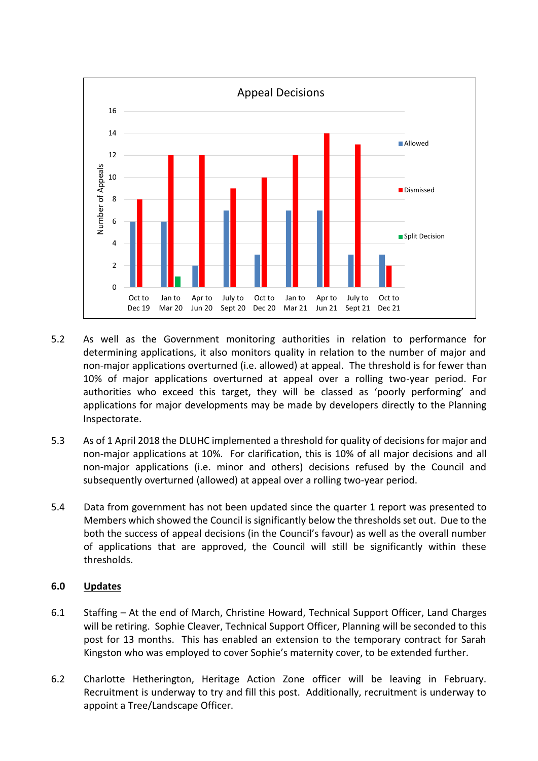**Appeal Decisions**

| Period | Allowed | Dismissed | Split Decision |
|---|---|---|---|
| Oct to Dec 19 | 6 | 8 | |
| Jan to Mar 20 | 6 | 12 | 1 |
| Apr to Jun 20 | 2 | 12 | |
| July to Sept 20 | 7 | 9 | |
| Oct to Dec 20 | 3 | 10 | |
| Jan to Mar 21 | 7 | 12 | |
| Apr to Jun 21 | 7 | 14 | |
| July to Sept 21 | 3 | 13 | |
| Oct to Dec 21 | 3 | 2 | |

5.2 As well as the Government monitoring authorities in relation to performance for determining applications, it also monitors quality in relation to the number of major and non-major applications overturned (i.e. allowed) at appeal. The threshold is for fewer than 10% of major applications overturned at appeal over a rolling two-year period. For authorities who exceed this target, they will be classed as 'poorly performing' and applications for major developments may be made by developers directly to the Planning Inspectorate.

5.3 As of 1 April 2018 the DLUHC implemented a threshold for quality of decisions for major and non-major applications at 10%. For clarification, this is 10% of all major decisions and all non-major applications (i.e. minor and others) decisions refused by the Council and subsequently overturned (allowed) at appeal over a rolling two-year period.

5.4 Data from government has not been updated since the quarter 1 report was presented to Members which showed the Council is significantly below the thresholds set out. Due to the both the success of appeal decisions (in the Council's favour) as well as the overall number of applications that are approved, the Council will still be significantly within these thresholds.

## 6.0 Updates

6.1 Staffing – At the end of March, Christine Howard, Technical Support Officer, Land Charges will be retiring. Sophie Cleaver, Technical Support Officer, Planning will be seconded to this post for 13 months. This has enabled an extension to the temporary contract for Sarah Kingston who was employed to cover Sophie's maternity cover, to be extended further.

6.2 Charlotte Hetherington, Heritage Action Zone officer will be leaving in February. Recruitment is underway to try and fill this post. Additionally, recruitment is underway to appoint a Tree/Landscape Officer.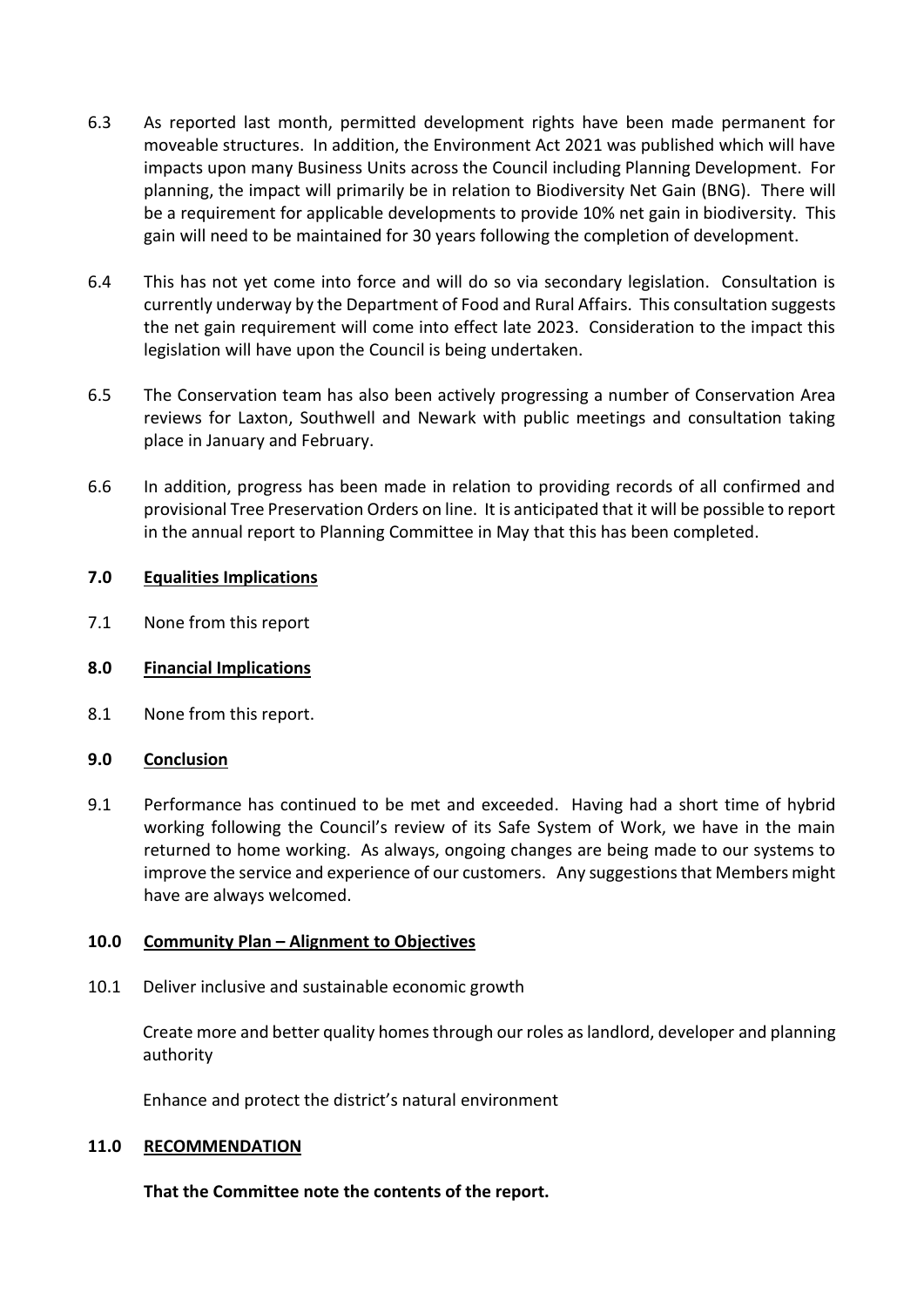6.3 As reported last month, permitted development rights have been made permanent for moveable structures. In addition, the Environment Act 2021 was published which will have impacts upon many Business Units across the Council including Planning Development. For planning, the impact will primarily be in relation to Biodiversity Net Gain (BNG). There will be a requirement for applicable developments to provide 10% net gain in biodiversity. This gain will need to be maintained for 30 years following the completion of development.

6.4 This has not yet come into force and will do so via secondary legislation. Consultation is currently underway by the Department of Food and Rural Affairs. This consultation suggests the net gain requirement will come into effect late 2023. Consideration to the impact this legislation will have upon the Council is being undertaken.

6.5 The Conservation team has also been actively progressing a number of Conservation Area reviews for Laxton, Southwell and Newark with public meetings and consultation taking place in January and February.

6.6 In addition, progress has been made in relation to providing records of all confirmed and provisional Tree Preservation Orders on line. It is anticipated that it will be possible to report in the annual report to Planning Committee in May that this has been completed.

## 7.0 Equalities Implications

7.1 None from this report

## 8.0 Financial Implications

8.1 None from this report.

## 9.0 Conclusion

9.1 Performance has continued to be met and exceeded. Having had a short time of hybrid working following the Council's review of its Safe System of Work, we have in the main returned to home working. As always, ongoing changes are being made to our systems to improve the service and experience of our customers. Any suggestions that Members might have are always welcomed.

## 10.0 Community Plan – Alignment to Objectives

10.1 Deliver inclusive and sustainable economic growth

Create more and better quality homes through our roles as landlord, developer and planning authority

Enhance and protect the district's natural environment

## 11.0 RECOMMENDATION

**That the Committee note the contents of the report.**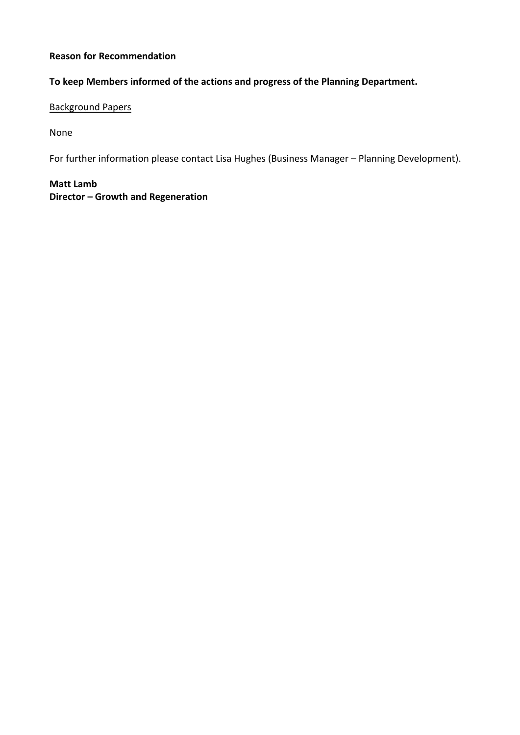**Reason for Recommendation**

**To keep Members informed of the actions and progress of the Planning Department.**

Background Papers

None

For further information please contact Lisa Hughes (Business Manager – Planning Development).

**Matt Lamb**
**Director – Growth and Regeneration**